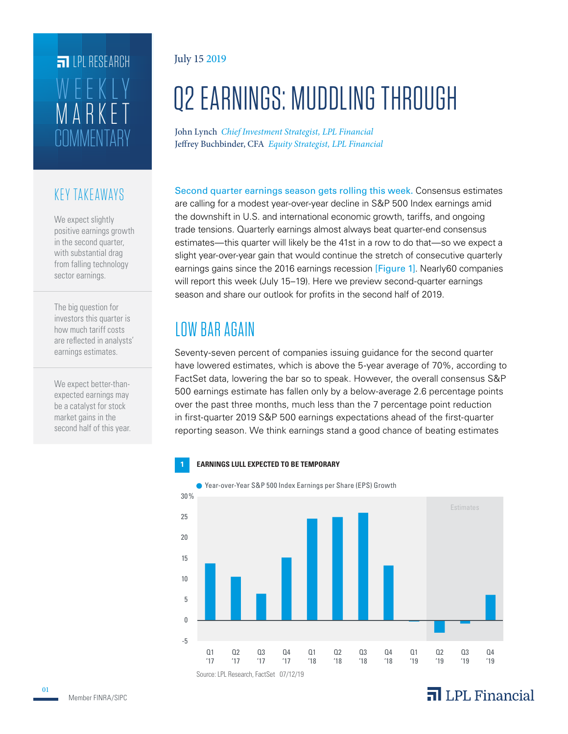LPL RESEARCH WEEKLY MARKET COMMENTARY

July 15 2019

# Q2 EARNINGS: MUDDLING THROUGH

John Lynch *Chief Investment Strategist, LPL Financial*
Jeffrey Buchbinder, CFA *Equity Strategist, LPL Financial*

## KEY TAKEAWAYS

We expect slightly positive earnings growth in the second quarter, with substantial drag from falling technology sector earnings.

The big question for investors this quarter is how much tariff costs are reflected in analysts' earnings estimates.

We expect better-than-expected earnings may be a catalyst for stock market gains in the second half of this year.

Second quarter earnings season gets rolling this week. Consensus estimates are calling for a modest year-over-year decline in S&P 500 Index earnings amid the downshift in U.S. and international economic growth, tariffs, and ongoing trade tensions. Quarterly earnings almost always beat quarter-end consensus estimates—this quarter will likely be the 41st in a row to do that—so we expect a slight year-over-year gain that would continue the stretch of consecutive quarterly earnings gains since the 2016 earnings recession [Figure 1]. Nearly60 companies will report this week (July 15–19). Here we preview second-quarter earnings season and share our outlook for profits in the second half of 2019.

## LOW BAR AGAIN

Seventy-seven percent of companies issuing guidance for the second quarter have lowered estimates, which is above the 5-year average of 70%, according to FactSet data, lowering the bar so to speak. However, the overall consensus S&P 500 earnings estimate has fallen only by a below-average 2.6 percentage points over the past three months, much less than the 7 percentage point reduction in first-quarter 2019 S&P 500 earnings expectations ahead of the first-quarter reporting season. We think earnings stand a good chance of beating estimates

**1 EARNINGS LULL EXPECTED TO BE TEMPORARY**

Year-over-Year S&P 500 Index Earnings per Share (EPS) Growth

Source: LPL Research, FactSet 07/12/19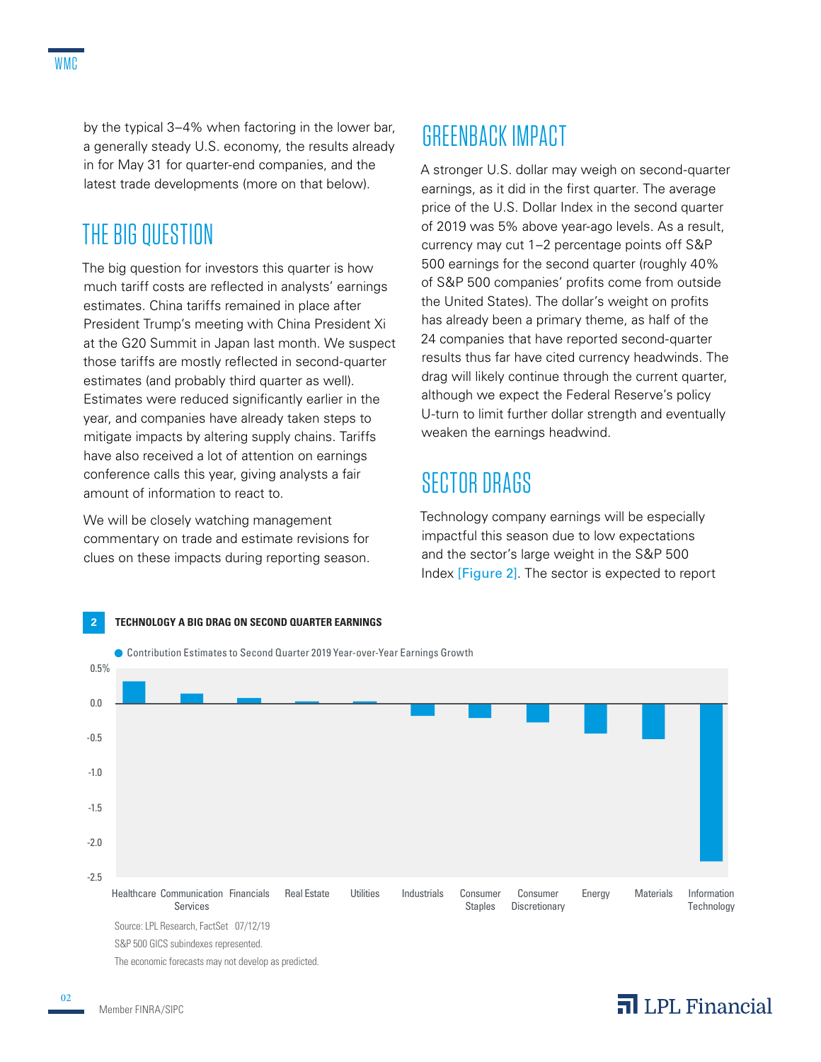by the typical 3–4% when factoring in the lower bar, a generally steady U.S. economy, the results already in for May 31 for quarter-end companies, and the latest trade developments (more on that below).

## THE BIG QUESTION

The big question for investors this quarter is how much tariff costs are reflected in analysts' earnings estimates. China tariffs remained in place after President Trump's meeting with China President Xi at the G20 Summit in Japan last month. We suspect those tariffs are mostly reflected in second-quarter estimates (and probably third quarter as well). Estimates were reduced significantly earlier in the year, and companies have already taken steps to mitigate impacts by altering supply chains. Tariffs have also received a lot of attention on earnings conference calls this year, giving analysts a fair amount of information to react to.

We will be closely watching management commentary on trade and estimate revisions for clues on these impacts during reporting season.

## GREENBACK IMPACT

A stronger U.S. dollar may weigh on second-quarter earnings, as it did in the first quarter. The average price of the U.S. Dollar Index in the second quarter of 2019 was 5% above year-ago levels. As a result, currency may cut 1–2 percentage points off S&P 500 earnings for the second quarter (roughly 40% of S&P 500 companies' profits come from outside the United States). The dollar's weight on profits has already been a primary theme, as half of the 24 companies that have reported second-quarter results thus far have cited currency headwinds. The drag will likely continue through the current quarter, although we expect the Federal Reserve's policy U-turn to limit further dollar strength and eventually weaken the earnings headwind.

## SECTOR DRAGS

Technology company earnings will be especially impactful this season due to low expectations and the sector's large weight in the S&P 500 Index [Figure 2]. The sector is expected to report

**2 TECHNOLOGY A BIG DRAG ON SECOND QUARTER EARNINGS**

Contribution Estimates to Second Quarter 2019 Year-over-Year Earnings Growth

| Sector | Contribution (approx., %) |
|---|---|
| Healthcare | 0.3 |
| Communication Services | 0.1 |
| Financials | 0.1 |
| Real Estate | 0.0 |
| Utilities | 0.0 |
| Industrials | -0.2 |
| Consumer Staples | -0.2 |
| Consumer Discretionary | -0.3 |
| Energy | -0.4 |
| Materials | -0.5 |
| Information Technology | -2.3 |

Source: LPL Research, FactSet 07/12/19

S&P 500 GICS subindexes represented.

The economic forecasts may not develop as predicted.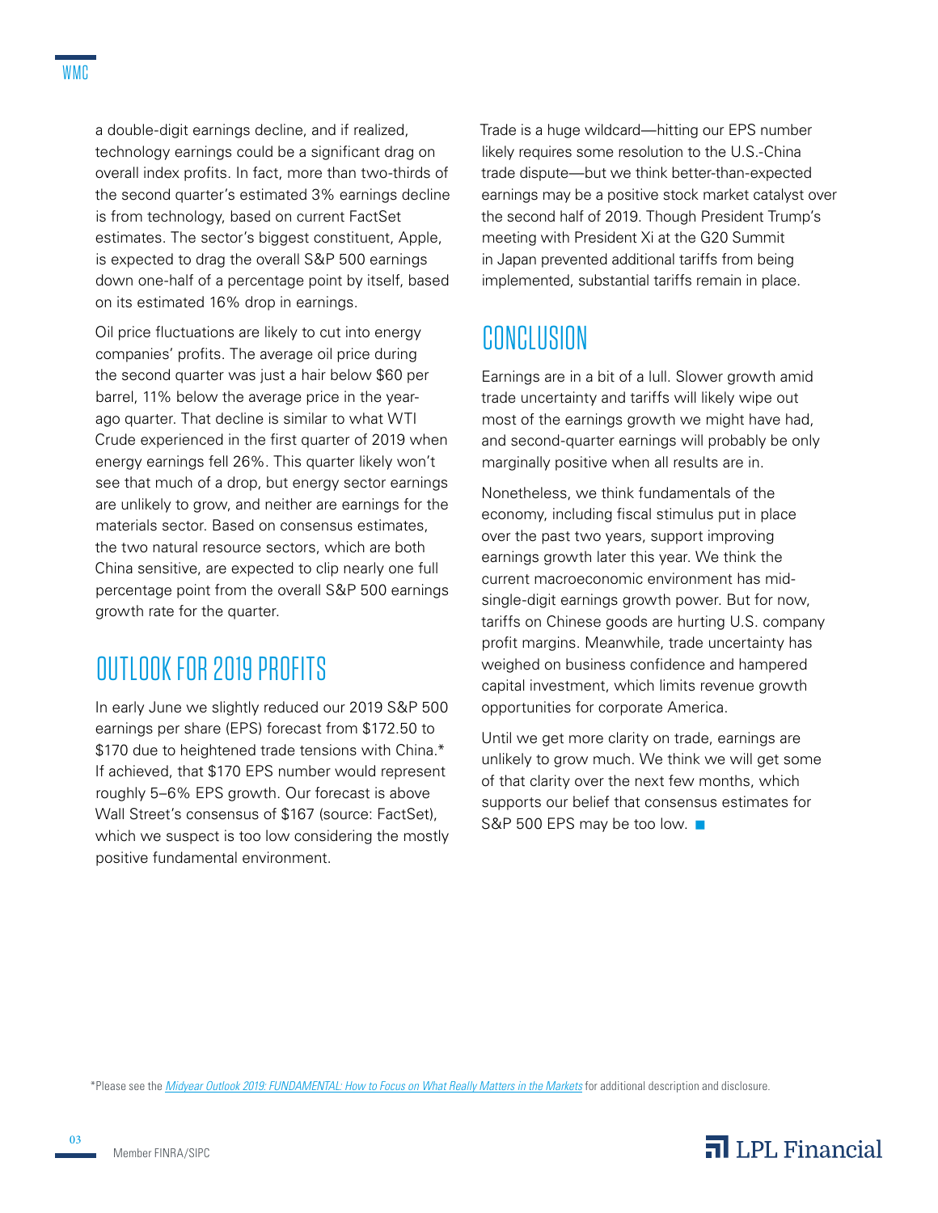a double-digit earnings decline, and if realized, technology earnings could be a significant drag on overall index profits. In fact, more than two-thirds of the second quarter's estimated 3% earnings decline is from technology, based on current FactSet estimates. The sector's biggest constituent, Apple, is expected to drag the overall S&P 500 earnings down one-half of a percentage point by itself, based on its estimated 16% drop in earnings.

Oil price fluctuations are likely to cut into energy companies' profits. The average oil price during the second quarter was just a hair below $60 per barrel, 11% below the average price in the year-ago quarter. That decline is similar to what WTI Crude experienced in the first quarter of 2019 when energy earnings fell 26%. This quarter likely won't see that much of a drop, but energy sector earnings are unlikely to grow, and neither are earnings for the materials sector. Based on consensus estimates, the two natural resource sectors, which are both China sensitive, are expected to clip nearly one full percentage point from the overall S&P 500 earnings growth rate for the quarter.

## OUTLOOK FOR 2019 PROFITS

In early June we slightly reduced our 2019 S&P 500 earnings per share (EPS) forecast from $172.50 to $170 due to heightened trade tensions with China.* If achieved, that $170 EPS number would represent roughly 5–6% EPS growth. Our forecast is above Wall Street's consensus of $167 (source: FactSet), which we suspect is too low considering the mostly positive fundamental environment.

Trade is a huge wildcard—hitting our EPS number likely requires some resolution to the U.S.-China trade dispute—but we think better-than-expected earnings may be a positive stock market catalyst over the second half of 2019. Though President Trump's meeting with President Xi at the G20 Summit in Japan prevented additional tariffs from being implemented, substantial tariffs remain in place.

## CONCLUSION

Earnings are in a bit of a lull. Slower growth amid trade uncertainty and tariffs will likely wipe out most of the earnings growth we might have had, and second-quarter earnings will probably be only marginally positive when all results are in.

Nonetheless, we think fundamentals of the economy, including fiscal stimulus put in place over the past two years, support improving earnings growth later this year. We think the current macroeconomic environment has mid-single-digit earnings growth power. But for now, tariffs on Chinese goods are hurting U.S. company profit margins. Meanwhile, trade uncertainty has weighed on business confidence and hampered capital investment, which limits revenue growth opportunities for corporate America.

Until we get more clarity on trade, earnings are unlikely to grow much. We think we will get some of that clarity over the next few months, which supports our belief that consensus estimates for S&P 500 EPS may be too low. ■

*Please see the *Midyear Outlook 2019: FUNDAMENTAL: How to Focus on What Really Matters in the Markets* for additional description and disclosure.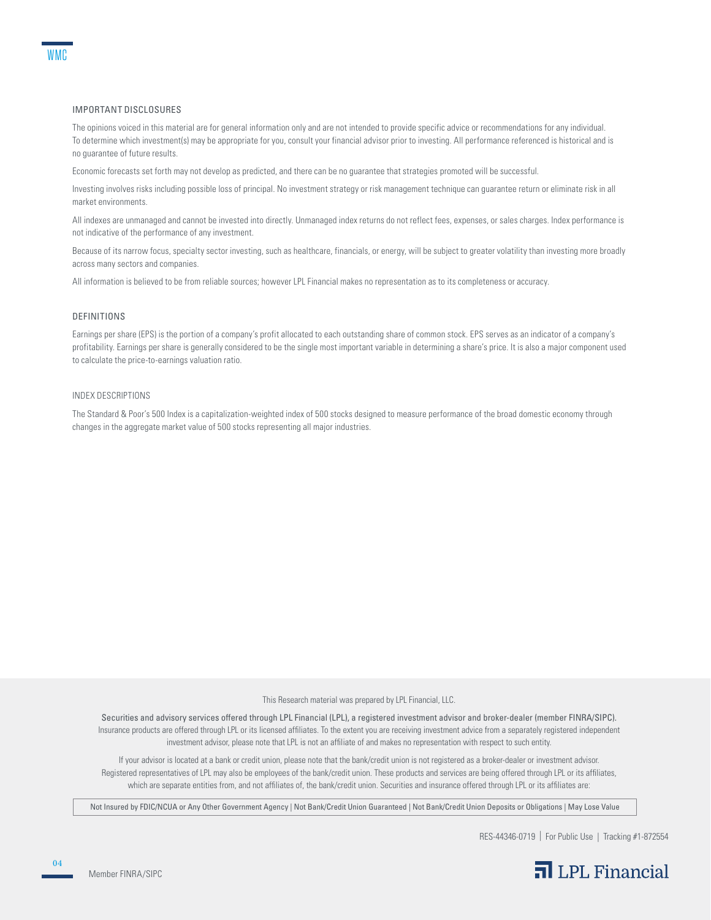## IMPORTANT DISCLOSURES

The opinions voiced in this material are for general information only and are not intended to provide specific advice or recommendations for any individual. To determine which investment(s) may be appropriate for you, consult your financial advisor prior to investing. All performance referenced is historical and is no guarantee of future results.

Economic forecasts set forth may not develop as predicted, and there can be no guarantee that strategies promoted will be successful.

Investing involves risks including possible loss of principal. No investment strategy or risk management technique can guarantee return or eliminate risk in all market environments.

All indexes are unmanaged and cannot be invested into directly. Unmanaged index returns do not reflect fees, expenses, or sales charges. Index performance is not indicative of the performance of any investment.

Because of its narrow focus, specialty sector investing, such as healthcare, financials, or energy, will be subject to greater volatility than investing more broadly across many sectors and companies.

All information is believed to be from reliable sources; however LPL Financial makes no representation as to its completeness or accuracy.

## DEFINITIONS

Earnings per share (EPS) is the portion of a company's profit allocated to each outstanding share of common stock. EPS serves as an indicator of a company's profitability. Earnings per share is generally considered to be the single most important variable in determining a share's price. It is also a major component used to calculate the price-to-earnings valuation ratio.

## INDEX DESCRIPTIONS

The Standard & Poor's 500 Index is a capitalization-weighted index of 500 stocks designed to measure performance of the broad domestic economy through changes in the aggregate market value of 500 stocks representing all major industries.

This Research material was prepared by LPL Financial, LLC.

Securities and advisory services offered through LPL Financial (LPL), a registered investment advisor and broker-dealer (member FINRA/SIPC). Insurance products are offered through LPL or its licensed affiliates. To the extent you are receiving investment advice from a separately registered independent investment advisor, please note that LPL is not an affiliate of and makes no representation with respect to such entity.

If your advisor is located at a bank or credit union, please note that the bank/credit union is not registered as a broker-dealer or investment advisor. Registered representatives of LPL may also be employees of the bank/credit union. These products and services are being offered through LPL or its affiliates, which are separate entities from, and not affiliates of, the bank/credit union. Securities and insurance offered through LPL or its affiliates are:

Not Insured by FDIC/NCUA or Any Other Government Agency | Not Bank/Credit Union Guaranteed | Not Bank/Credit Union Deposits or Obligations | May Lose Value

RES-44346-0719 | For Public Use | Tracking #1-872554

Member FINRA/SIPC

LPL Financial